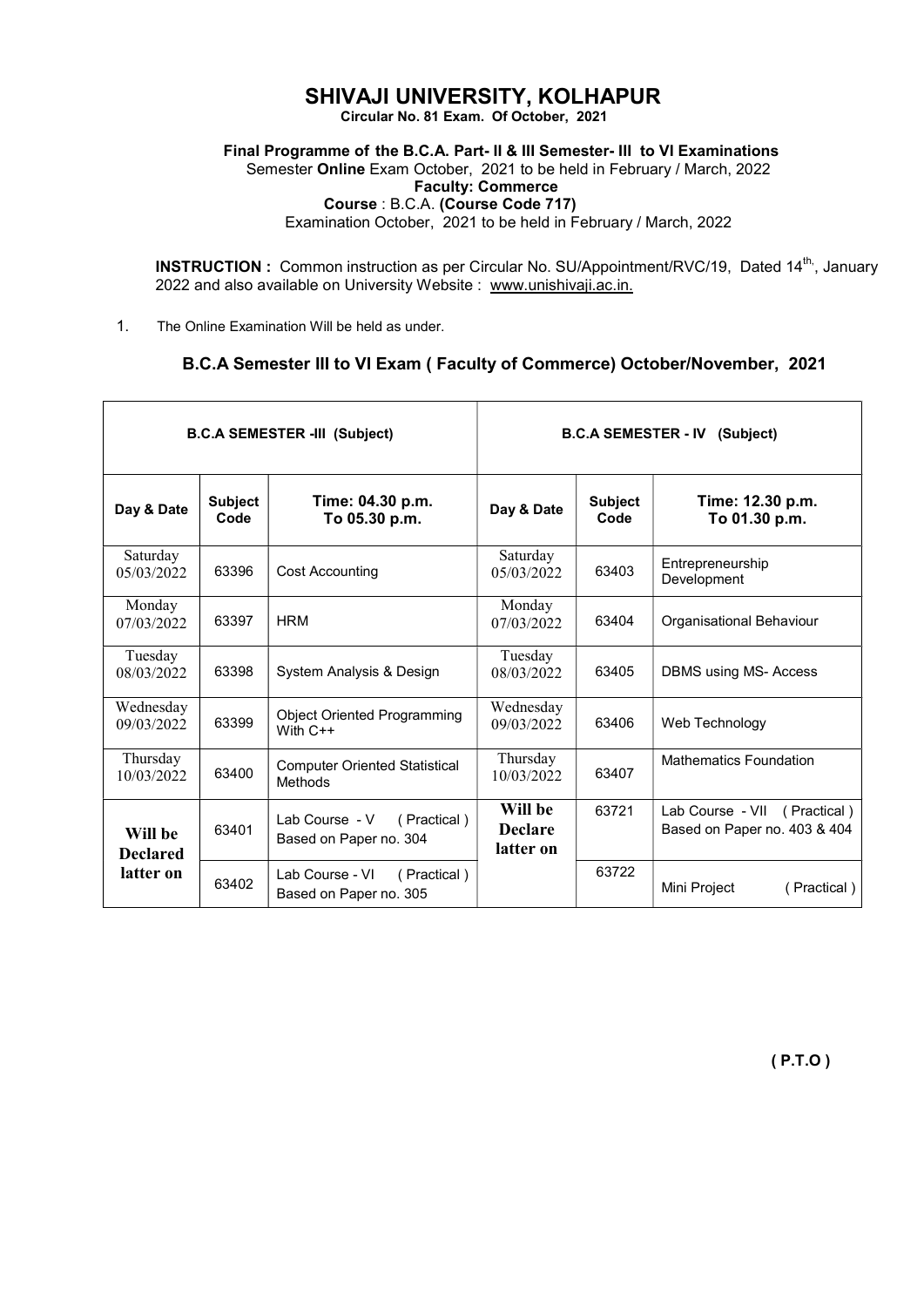# SHIVAJI UNIVERSITY, KOLHAPUR

**Circular No. 81 Exam. Of October, 2021**

**Final Programme of the B.C.A. Part- II & III Semester- III to VI Examinations**

Semester **Online** Exam October, 2021 to be held in February / March, 2022

**Faculty: Commerce**

**Course** : B.C.A. **(Course Code 717)**

Examination October, 2021 to be held in February / March, 2022

**INSTRUCTION :** Common instruction as per Circular No. SU/Appointment/RVC/19, Dated 14th, January 2022 and also available on University Website : www.unishivaji.ac.in.

1. The Online Examination Will be held as under.

### B.C.A Semester III to VI Exam ( Faculty of Commerce) October/November, 2021

| **B.C.A SEMESTER -III (Subject)** | | | **B.C.A SEMESTER - IV (Subject)** | | |
|---|---|---|---|---|---|
| **Day & Date** | **Subject Code** | **Time: 04.30 p.m. To 05.30 p.m.** | **Day & Date** | **Subject Code** | **Time: 12.30 p.m. To 01.30 p.m.** |
| Saturday 05/03/2022 | 63396 | Cost Accounting | Saturday 05/03/2022 | 63403 | Entrepreneurship Development |
| Monday 07/03/2022 | 63397 | HRM | Monday 07/03/2022 | 63404 | Organisational Behaviour |
| Tuesday 08/03/2022 | 63398 | System Analysis & Design | Tuesday 08/03/2022 | 63405 | DBMS using MS- Access |
| Wednesday 09/03/2022 | 63399 | Object Oriented Programming With C++ | Wednesday 09/03/2022 | 63406 | Web Technology |
| Thursday 10/03/2022 | 63400 | Computer Oriented Statistical Methods | Thursday 10/03/2022 | 63407 | Mathematics Foundation |
| **Will be Declared latter on** | 63401 | Lab Course - V ( Practical ) Based on Paper no. 304 | **Will be Declare latter on** | 63721 | Lab Course - VII ( Practical ) Based on Paper no. 403 & 404 |
| | 63402 | Lab Course - VI ( Practical ) Based on Paper no. 305 | | 63722 | Mini Project ( Practical ) |

**( P.T.O )**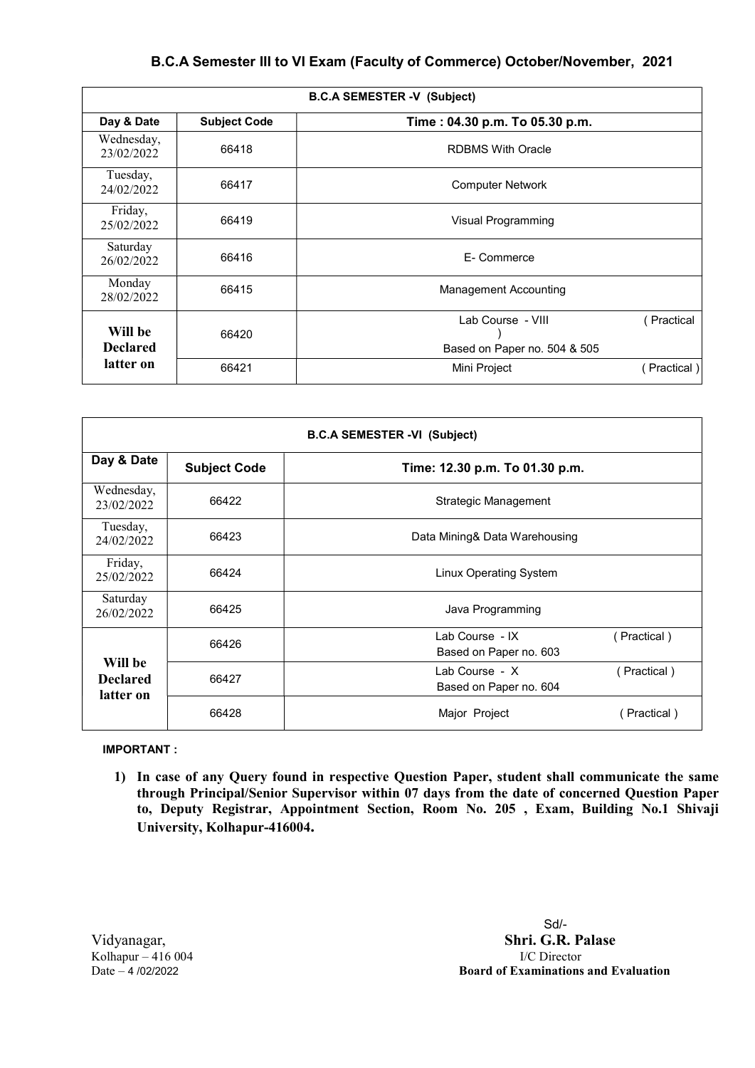## B.C.A Semester III to VI Exam (Faculty of Commerce) October/November, 2021

| B.C.A SEMESTER -V (Subject) | | |
|---|---|---|
| **Day & Date** | **Subject Code** | **Time : 04.30 p.m. To 05.30 p.m.** |
| Wednesday, 23/02/2022 | 66418 | RDBMS With Oracle |
| Tuesday, 24/02/2022 | 66417 | Computer Network |
| Friday, 25/02/2022 | 66419 | Visual Programming |
| Saturday 26/02/2022 | 66416 | E- Commerce |
| Monday 28/02/2022 | 66415 | Management Accounting |
| **Will be Declared latter on** | 66420 | Lab Course - VIII ( Practical ) Based on Paper no. 504 & 505 |
| | 66421 | Mini Project ( Practical ) |

| B.C.A SEMESTER -VI (Subject) | | |
|---|---|---|
| **Day & Date** | **Subject Code** | **Time: 12.30 p.m. To 01.30 p.m.** |
| Wednesday, 23/02/2022 | 66422 | Strategic Management |
| Tuesday, 24/02/2022 | 66423 | Data Mining& Data Warehousing |
| Friday, 25/02/2022 | 66424 | Linux Operating System |
| Saturday 26/02/2022 | 66425 | Java Programming |
| **Will be Declared latter on** | 66426 | Lab Course - IX ( Practical ) Based on Paper no. 603 |
| | 66427 | Lab Course - X ( Practical ) Based on Paper no. 604 |
| | 66428 | Major Project ( Practical ) |

**IMPORTANT :**

1) **In case of any Query found in respective Question Paper, student shall communicate the same through Principal/Senior Supervisor within 07 days from the date of concerned Question Paper to, Deputy Registrar, Appointment Section, Room No. 205 , Exam, Building No.1 Shivaji University, Kolhapur-416004.**

Sd/-
**Shri. G.R. Palase**
I/C Director
**Board of Examinations and Evaluation**

Vidyanagar,
Kolhapur – 416 004
Date – 4 /02/2022